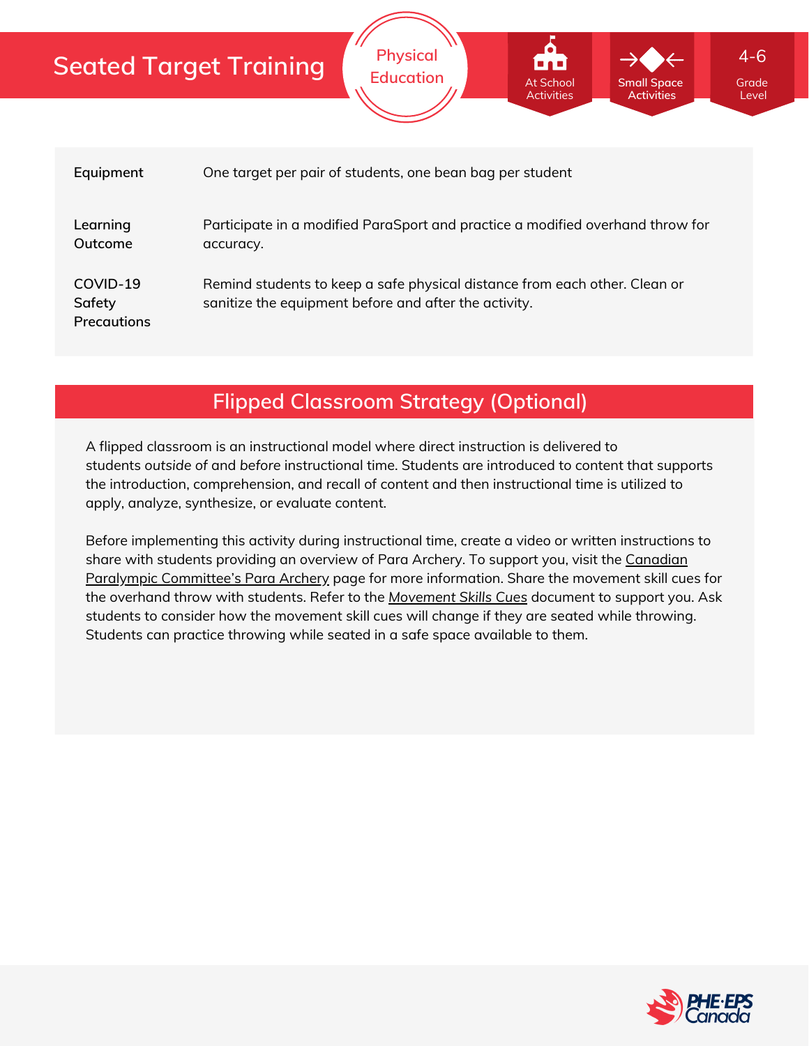# Seated Target Training

Physical Education

At School Activities | Small Space Activities | 4-6 Grade Level

| | |
|---|---|
| **Equipment** | One target per pair of students, one bean bag per student |
| **Learning Outcome** | Participate in a modified ParaSport and practice a modified overhand throw for accuracy. |
| **COVID-19 Safety Precautions** | Remind students to keep a safe physical distance from each other. Clean or sanitize the equipment before and after the activity. |

## Flipped Classroom Strategy (Optional)

A flipped classroom is an instructional model where direct instruction is delivered to students *outside* of and *before* instructional time. Students are introduced to content that supports the introduction, comprehension, and recall of content and then instructional time is utilized to apply, analyze, synthesize, or evaluate content.

Before implementing this activity during instructional time, create a video or written instructions to share with students providing an overview of Para Archery. To support you, visit the Canadian Paralympic Committee's Para Archery page for more information. Share the movement skill cues for the overhand throw with students. Refer to the *Movement Skills Cues* document to support you. Ask students to consider how the movement skill cues will change if they are seated while throwing. Students can practice throwing while seated in a safe space available to them.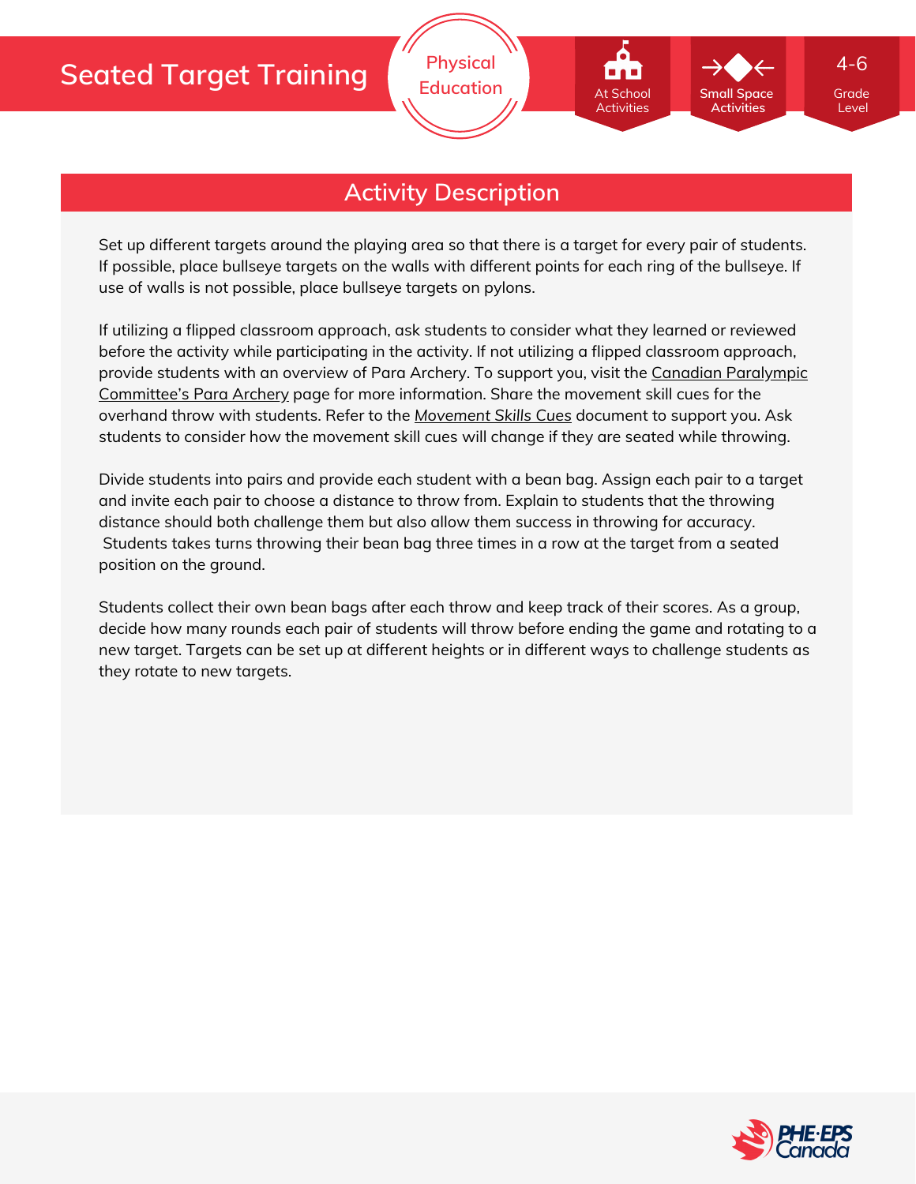# Seated Target Training

Physical Education

At School Activities

Small Space Activities

4-6 Grade Level

## Activity Description

Set up different targets around the playing area so that there is a target for every pair of students. If possible, place bullseye targets on the walls with different points for each ring of the bullseye. If use of walls is not possible, place bullseye targets on pylons.

If utilizing a flipped classroom approach, ask students to consider what they learned or reviewed before the activity while participating in the activity. If not utilizing a flipped classroom approach, provide students with an overview of Para Archery. To support you, visit the Canadian Paralympic Committee's Para Archery page for more information. Share the movement skill cues for the overhand throw with students. Refer to the *Movement Skills Cues* document to support you. Ask students to consider how the movement skill cues will change if they are seated while throwing.

Divide students into pairs and provide each student with a bean bag. Assign each pair to a target and invite each pair to choose a distance to throw from. Explain to students that the throwing distance should both challenge them but also allow them success in throwing for accuracy. Students takes turns throwing their bean bag three times in a row at the target from a seated position on the ground.

Students collect their own bean bags after each throw and keep track of their scores. As a group, decide how many rounds each pair of students will throw before ending the game and rotating to a new target. Targets can be set up at different heights or in different ways to challenge students as they rotate to new targets.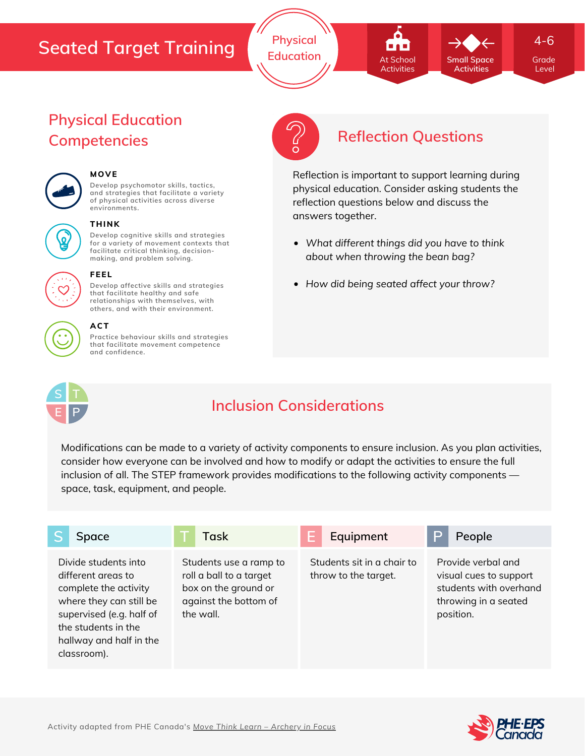# Seated Target Training

Physical Education

At School Activities | Small Space Activities | 4-6 Grade Level

## Physical Education Competencies

**MOVE**
Develop psychomotor skills, tactics, and strategies that facilitate a variety of physical activities across diverse environments.

**THINK**
Develop cognitive skills and strategies for a variety of movement contexts that facilitate critical thinking, decision-making, and problem solving.

**FEEL**
Develop affective skills and strategies that facilitate healthy and safe relationships with themselves, with others, and with their environment.

**ACT**
Practice behaviour skills and strategies that facilitate movement competence and confidence.

## Reflection Questions

Reflection is important to support learning during physical education. Consider asking students the reflection questions below and discuss the answers together.

- *What different things did you have to think about when throwing the bean bag?*
- *How did being seated affect your throw?*

## Inclusion Considerations

Modifications can be made to a variety of activity components to ensure inclusion. As you plan activities, consider how everyone can be involved and how to modify or adapt the activities to ensure the full inclusion of all. The STEP framework provides modifications to the following activity components — space, task, equipment, and people.

| S Space | T Task | E Equipment | P People |
|---|---|---|---|
| Divide students into different areas to complete the activity where they can still be supervised (e.g. half of the students in the hallway and half in the classroom). | Students use a ramp to roll a ball to a target box on the ground or against the bottom of the wall. | Students sit in a chair to throw to the target. | Provide verbal and visual cues to support students with overhand throwing in a seated position. |

Activity adapted from PHE Canada's Move Think Learn – Archery in Focus

PHE·EPS Canada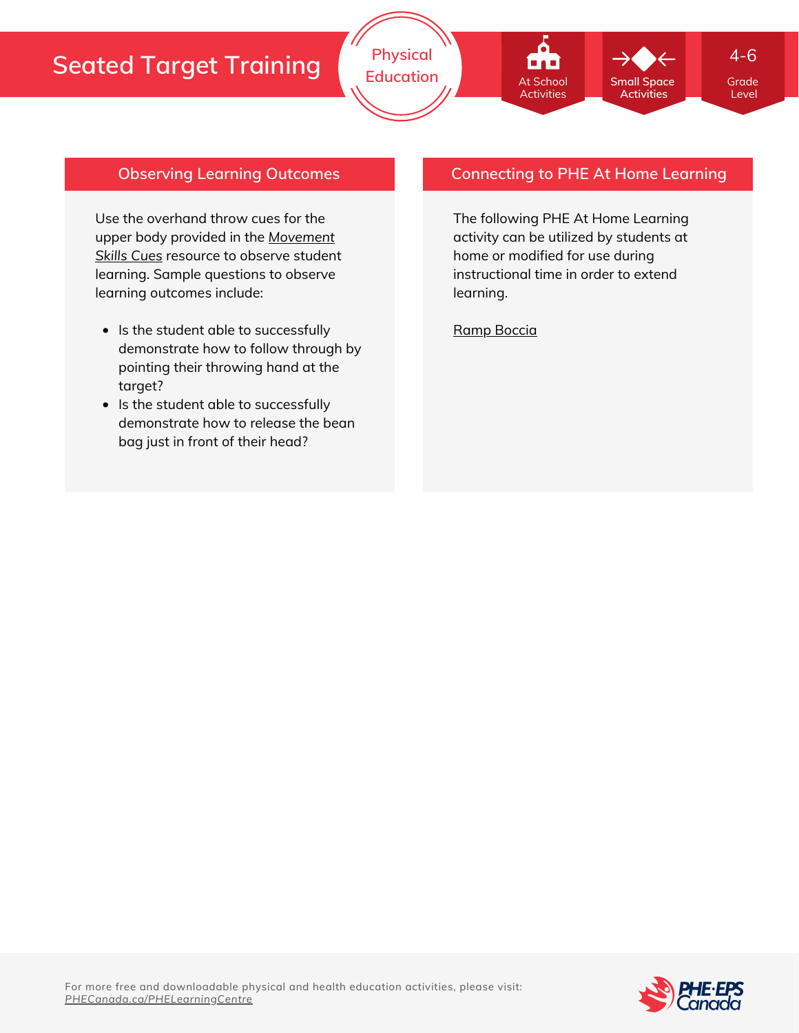# Seated Target Training

Physical Education

At School Activities

Small Space Activities

4-6 Grade Level

## Observing Learning Outcomes

Use the overhand throw cues for the upper body provided in the *Movement Skills Cues* resource to observe student learning. Sample questions to observe learning outcomes include:

- Is the student able to successfully demonstrate how to follow through by pointing their throwing hand at the target?
- Is the student able to successfully demonstrate how to release the bean bag just in front of their head?

## Connecting to PHE At Home Learning

The following PHE At Home Learning activity can be utilized by students at home or modified for use during instructional time in order to extend learning.

Ramp Boccia

For more free and downloadable physical and health education activities, please visit: PHECanada.ca/PHELearningCentre